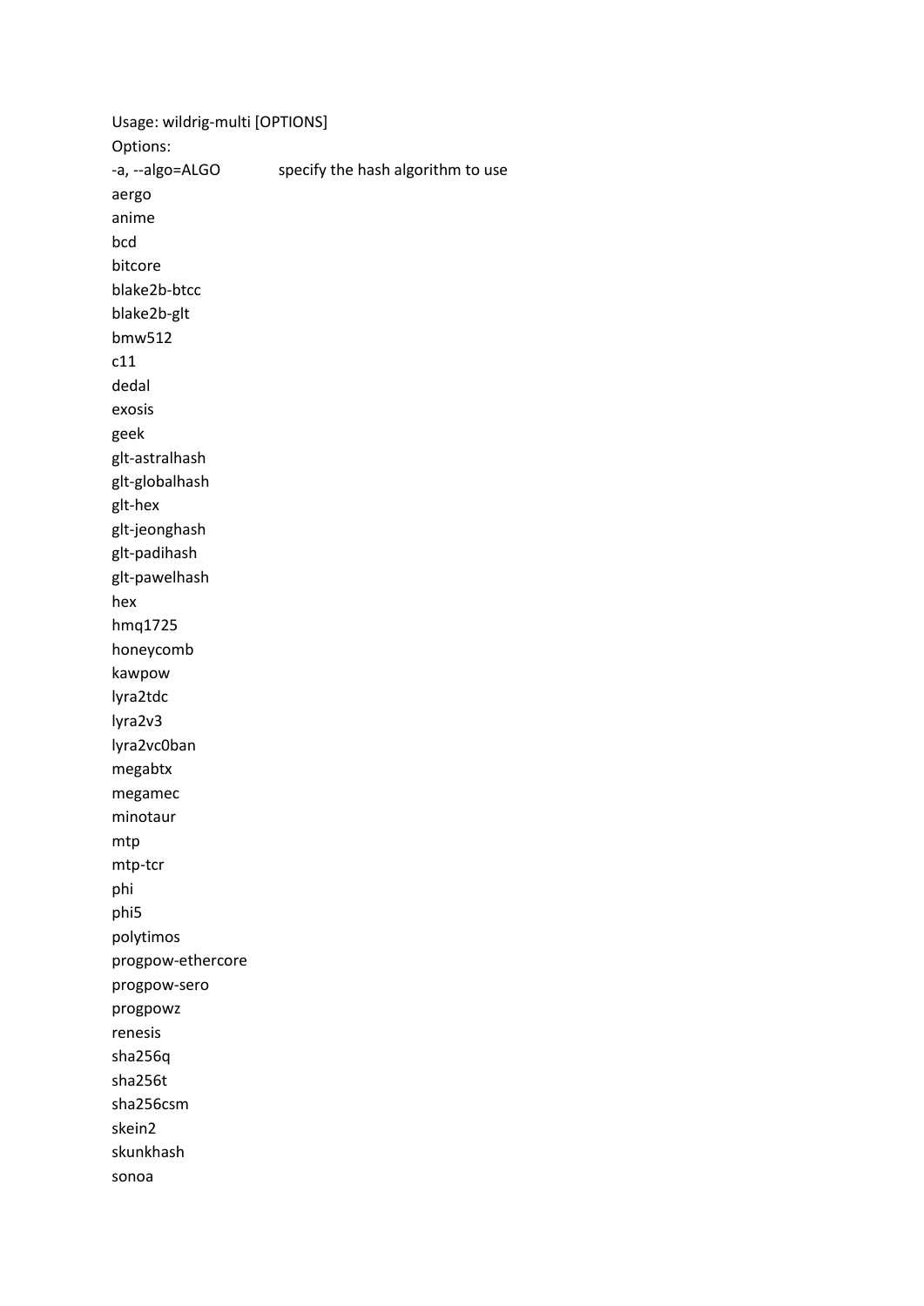Usage: wildrig-multi [OPTIONS]

Options:

-a, --algo=ALGO specify the hash algorithm to use

aergo

anime

bcd

bitcore

blake2b-btcc

blake2b-glt

bmw512

c11

dedal

exosis

geek

glt-astralhash

glt-globalhash

glt-hex

glt-jeonghash

glt-padihash

glt-pawelhash

hex

hmq1725

honeycomb

kawpow

lyra2tdc

lyra2v3

lyra2vc0ban

megabtx

megamec

minotaur

mtp

mtp-tcr

phi

phi5

polytimos

progpow-ethercore

progpow-sero

progpowz

renesis

sha256q

sha256t

sha256csm

skein2

skunkhash

sonoa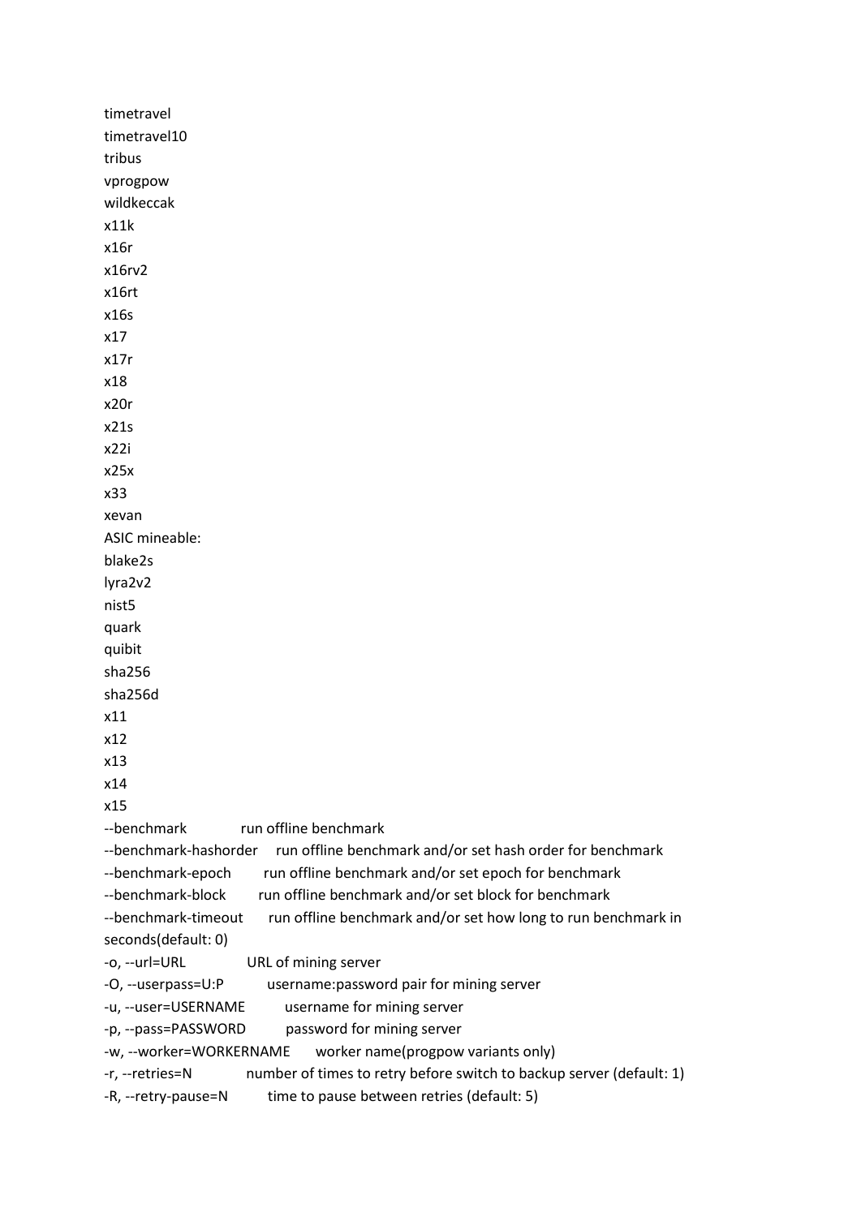timetravel
timetravel10
tribus
vprogpow
wildkeccak
x11k
x16r
x16rv2
x16rt
x16s
x17
x17r
x18
x20r
x21s
x22i
x25x
x33
xevan
ASIC mineable:
blake2s
lyra2v2
nist5
quark
quibit
sha256
sha256d
x11
x12
x13
x14
x15

```
--benchmark             run offline benchmark
--benchmark-hashorder   run offline benchmark and/or set hash order for benchmark
--benchmark-epoch       run offline benchmark and/or set epoch for benchmark
--benchmark-block       run offline benchmark and/or set block for benchmark
--benchmark-timeout     run offline benchmark and/or set how long to run benchmark in seconds(default: 0)
-o, --url=URL           URL of mining server
-O, --userpass=U:P      username:password pair for mining server
-u, --user=USERNAME     username for mining server
-p, --pass=PASSWORD     password for mining server
-w, --worker=WORKERNAME worker name(progpow variants only)
-r, --retries=N         number of times to retry before switch to backup server (default: 1)
-R, --retry-pause=N     time to pause between retries (default: 5)
```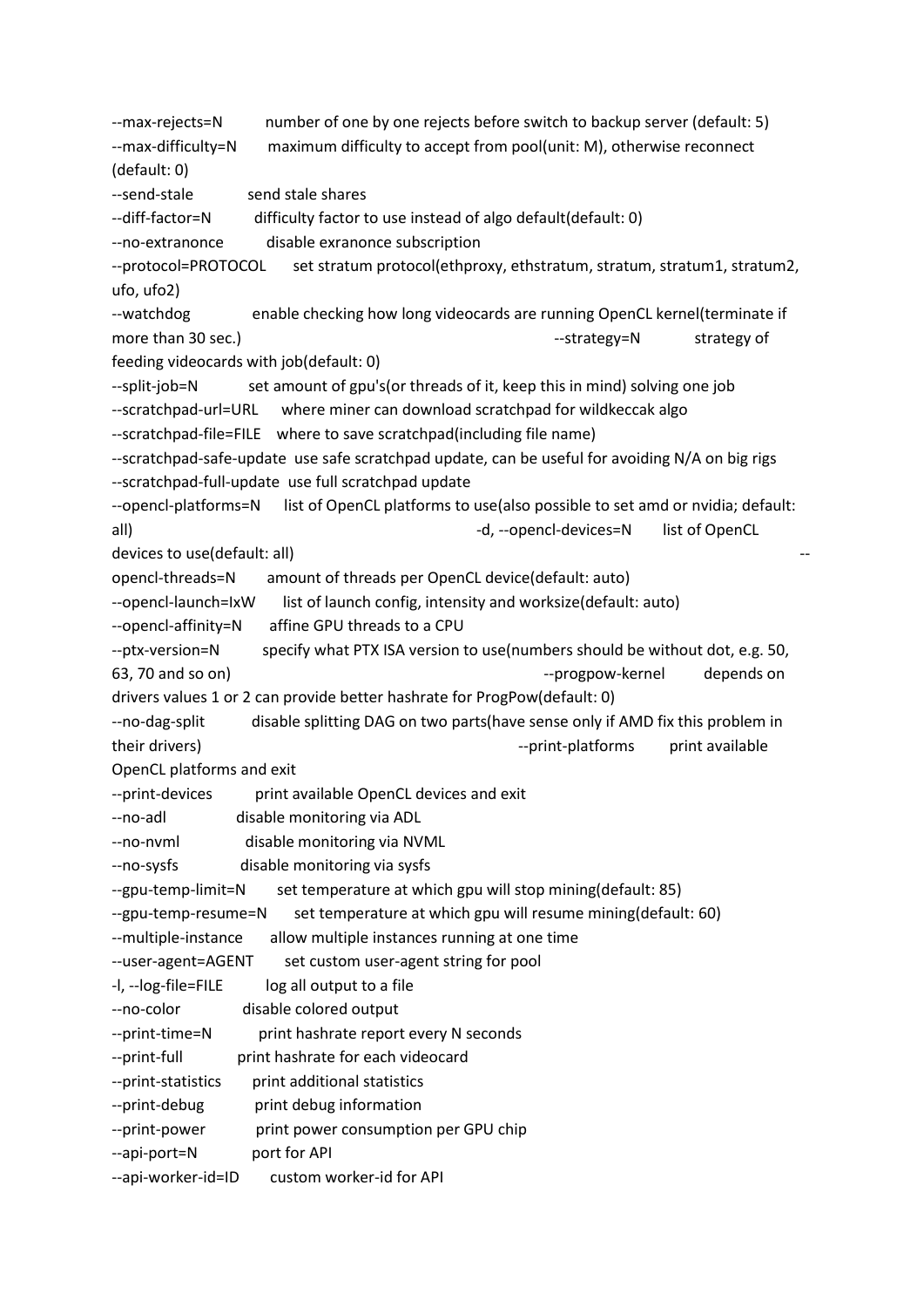--max-rejects=N number of one by one rejects before switch to backup server (default: 5)
--max-difficulty=N maximum difficulty to accept from pool(unit: M), otherwise reconnect (default: 0)
--send-stale send stale shares
--diff-factor=N difficulty factor to use instead of algo default(default: 0)
--no-extranonce disable exranonce subscription
--protocol=PROTOCOL set stratum protocol(ethproxy, ethstratum, stratum, stratum1, stratum2, ufo, ufo2)
--watchdog enable checking how long videocards are running OpenCL kernel(terminate if more than 30 sec.) --strategy=N strategy of feeding videocards with job(default: 0)
--split-job=N set amount of gpu's(or threads of it, keep this in mind) solving one job
--scratchpad-url=URL where miner can download scratchpad for wildkeccak algo
--scratchpad-file=FILE where to save scratchpad(including file name)
--scratchpad-safe-update use safe scratchpad update, can be useful for avoiding N/A on big rigs
--scratchpad-full-update use full scratchpad update
--opencl-platforms=N list of OpenCL platforms to use(also possible to set amd or nvidia; default: all) -d, --opencl-devices=N list of OpenCL devices to use(default: all) --opencl-threads=N amount of threads per OpenCL device(default: auto)
--opencl-launch=IxW list of launch config, intensity and worksize(default: auto)
--opencl-affinity=N affine GPU threads to a CPU
--ptx-version=N specify what PTX ISA version to use(numbers should be without dot, e.g. 50, 63, 70 and so on) --progpow-kernel depends on drivers values 1 or 2 can provide better hashrate for ProgPow(default: 0)
--no-dag-split disable splitting DAG on two parts(have sense only if AMD fix this problem in their drivers) --print-platforms print available OpenCL platforms and exit
--print-devices print available OpenCL devices and exit
--no-adl disable monitoring via ADL
--no-nvml disable monitoring via NVML
--no-sysfs disable monitoring via sysfs
--gpu-temp-limit=N set temperature at which gpu will stop mining(default: 85)
--gpu-temp-resume=N set temperature at which gpu will resume mining(default: 60)
--multiple-instance allow multiple instances running at one time
--user-agent=AGENT set custom user-agent string for pool
-l, --log-file=FILE log all output to a file
--no-color disable colored output
--print-time=N print hashrate report every N seconds
--print-full print hashrate for each videocard
--print-statistics print additional statistics
--print-debug print debug information
--print-power print power consumption per GPU chip
--api-port=N port for API
--api-worker-id=ID custom worker-id for API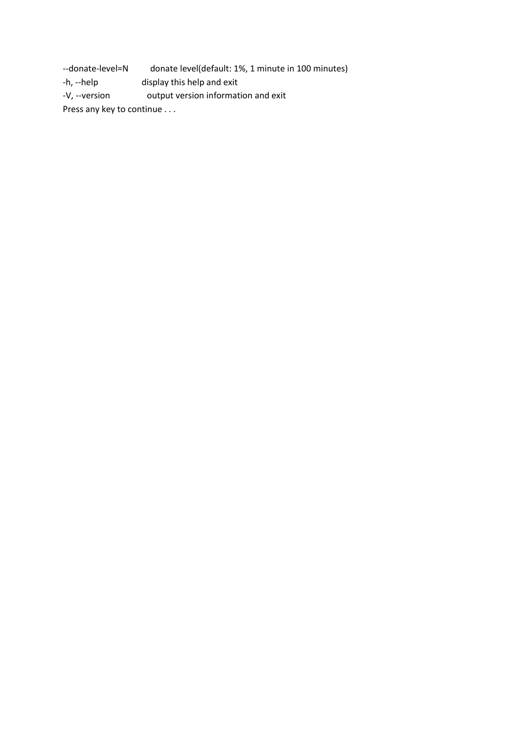--donate-level=N donate level(default: 1%, 1 minute in 100 minutes)

-h, --help display this help and exit

-V, --version output version information and exit

Press any key to continue . . .